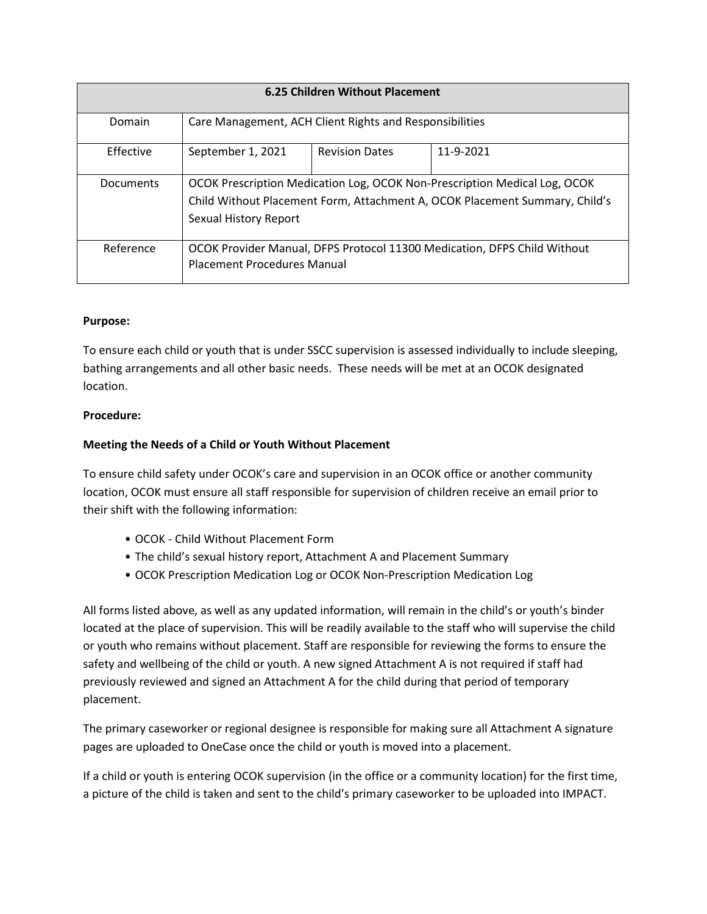| 6.25 Children Without Placement | | | |
|---|---|---|---|
| Domain | Care Management, ACH Client Rights and Responsibilities | | |
| Effective | September 1, 2021 | Revision Dates | 11-9-2021 |
| Documents | OCOK Prescription Medication Log, OCOK Non-Prescription Medical Log, OCOK Child Without Placement Form, Attachment A, OCOK Placement Summary, Child's Sexual History Report | | |
| Reference | OCOK Provider Manual, DFPS Protocol 11300 Medication, DFPS Child Without Placement Procedures Manual | | |

**Purpose:**

To ensure each child or youth that is under SSCC supervision is assessed individually to include sleeping, bathing arrangements and all other basic needs. These needs will be met at an OCOK designated location.

**Procedure:**

**Meeting the Needs of a Child or Youth Without Placement**

To ensure child safety under OCOK's care and supervision in an OCOK office or another community location, OCOK must ensure all staff responsible for supervision of children receive an email prior to their shift with the following information:

- OCOK - Child Without Placement Form
- The child's sexual history report, Attachment A and Placement Summary
- OCOK Prescription Medication Log or OCOK Non-Prescription Medication Log

All forms listed above, as well as any updated information, will remain in the child's or youth's binder located at the place of supervision. This will be readily available to the staff who will supervise the child or youth who remains without placement. Staff are responsible for reviewing the forms to ensure the safety and wellbeing of the child or youth. A new signed Attachment A is not required if staff had previously reviewed and signed an Attachment A for the child during that period of temporary placement.

The primary caseworker or regional designee is responsible for making sure all Attachment A signature pages are uploaded to OneCase once the child or youth is moved into a placement.

If a child or youth is entering OCOK supervision (in the office or a community location) for the first time, a picture of the child is taken and sent to the child's primary caseworker to be uploaded into IMPACT.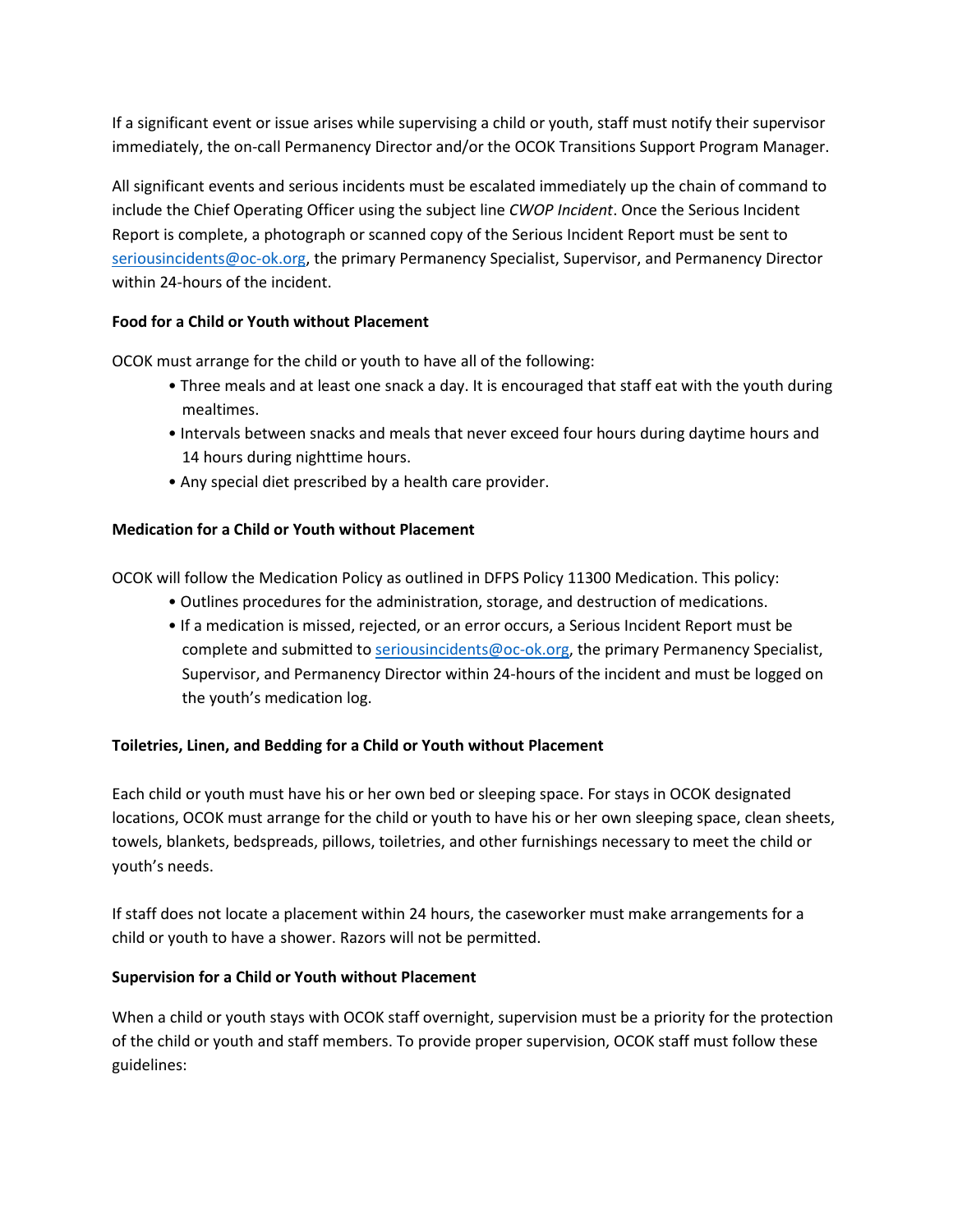If a significant event or issue arises while supervising a child or youth, staff must notify their supervisor immediately, the on-call Permanency Director and/or the OCOK Transitions Support Program Manager.

All significant events and serious incidents must be escalated immediately up the chain of command to include the Chief Operating Officer using the subject line *CWOP Incident*. Once the Serious Incident Report is complete, a photograph or scanned copy of the Serious Incident Report must be sent to seriousincidents@oc-ok.org, the primary Permanency Specialist, Supervisor, and Permanency Director within 24-hours of the incident.

**Food for a Child or Youth without Placement**

OCOK must arrange for the child or youth to have all of the following:

- Three meals and at least one snack a day. It is encouraged that staff eat with the youth during mealtimes.
- Intervals between snacks and meals that never exceed four hours during daytime hours and 14 hours during nighttime hours.
- Any special diet prescribed by a health care provider.

**Medication for a Child or Youth without Placement**

OCOK will follow the Medication Policy as outlined in DFPS Policy 11300 Medication. This policy:

- Outlines procedures for the administration, storage, and destruction of medications.
- If a medication is missed, rejected, or an error occurs, a Serious Incident Report must be complete and submitted to seriousincidents@oc-ok.org, the primary Permanency Specialist, Supervisor, and Permanency Director within 24-hours of the incident and must be logged on the youth's medication log.

**Toiletries, Linen, and Bedding for a Child or Youth without Placement**

Each child or youth must have his or her own bed or sleeping space. For stays in OCOK designated locations, OCOK must arrange for the child or youth to have his or her own sleeping space, clean sheets, towels, blankets, bedspreads, pillows, toiletries, and other furnishings necessary to meet the child or youth's needs.

If staff does not locate a placement within 24 hours, the caseworker must make arrangements for a child or youth to have a shower. Razors will not be permitted.

**Supervision for a Child or Youth without Placement**

When a child or youth stays with OCOK staff overnight, supervision must be a priority for the protection of the child or youth and staff members. To provide proper supervision, OCOK staff must follow these guidelines: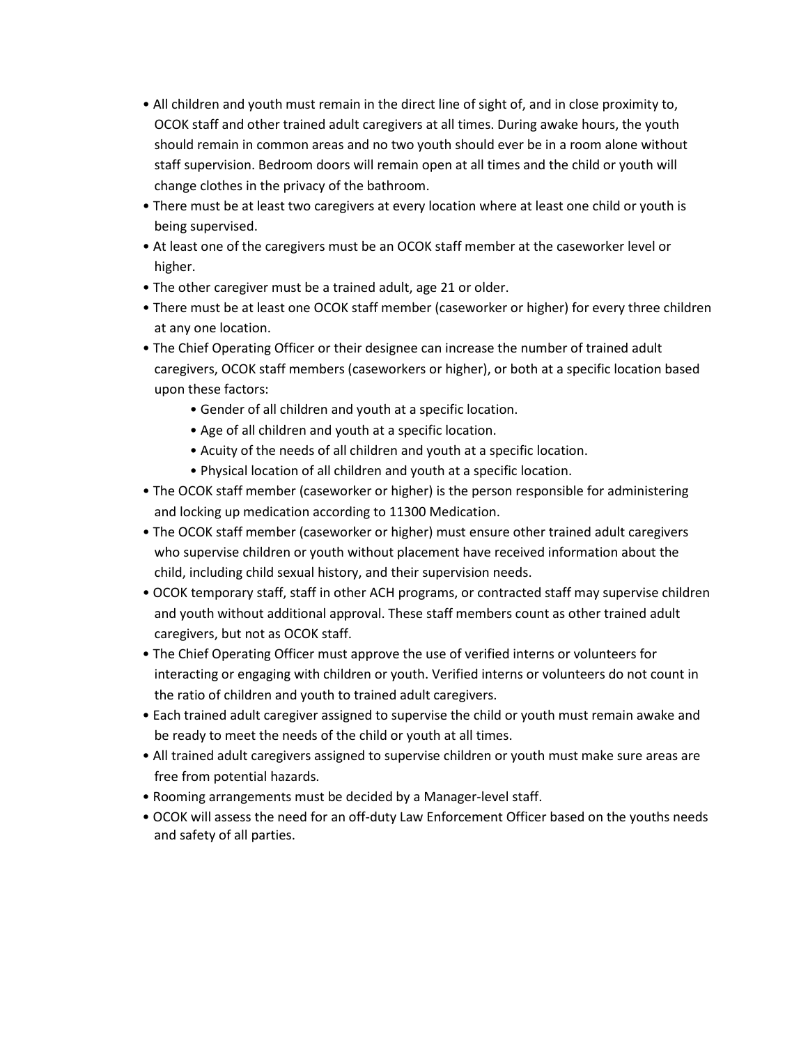- All children and youth must remain in the direct line of sight of, and in close proximity to, OCOK staff and other trained adult caregivers at all times. During awake hours, the youth should remain in common areas and no two youth should ever be in a room alone without staff supervision. Bedroom doors will remain open at all times and the child or youth will change clothes in the privacy of the bathroom.
- There must be at least two caregivers at every location where at least one child or youth is being supervised.
- At least one of the caregivers must be an OCOK staff member at the caseworker level or higher.
- The other caregiver must be a trained adult, age 21 or older.
- There must be at least one OCOK staff member (caseworker or higher) for every three children at any one location.
- The Chief Operating Officer or their designee can increase the number of trained adult caregivers, OCOK staff members (caseworkers or higher), or both at a specific location based upon these factors:
  - Gender of all children and youth at a specific location.
  - Age of all children and youth at a specific location.
  - Acuity of the needs of all children and youth at a specific location.
  - Physical location of all children and youth at a specific location.
- The OCOK staff member (caseworker or higher) is the person responsible for administering and locking up medication according to 11300 Medication.
- The OCOK staff member (caseworker or higher) must ensure other trained adult caregivers who supervise children or youth without placement have received information about the child, including child sexual history, and their supervision needs.
- OCOK temporary staff, staff in other ACH programs, or contracted staff may supervise children and youth without additional approval. These staff members count as other trained adult caregivers, but not as OCOK staff.
- The Chief Operating Officer must approve the use of verified interns or volunteers for interacting or engaging with children or youth. Verified interns or volunteers do not count in the ratio of children and youth to trained adult caregivers.
- Each trained adult caregiver assigned to supervise the child or youth must remain awake and be ready to meet the needs of the child or youth at all times.
- All trained adult caregivers assigned to supervise children or youth must make sure areas are free from potential hazards.
- Rooming arrangements must be decided by a Manager-level staff.
- OCOK will assess the need for an off-duty Law Enforcement Officer based on the youths needs and safety of all parties.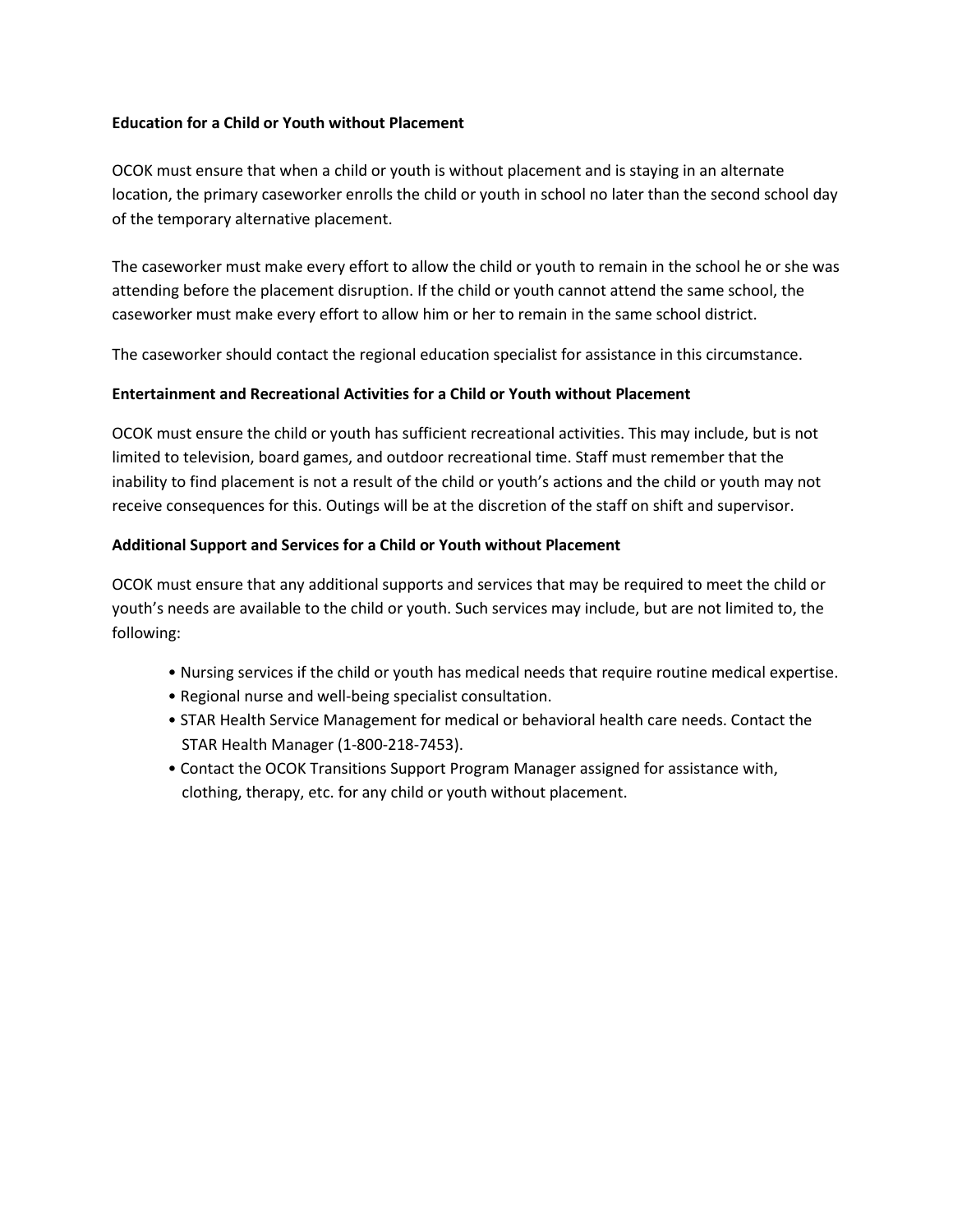**Education for a Child or Youth without Placement**

OCOK must ensure that when a child or youth is without placement and is staying in an alternate location, the primary caseworker enrolls the child or youth in school no later than the second school day of the temporary alternative placement.

The caseworker must make every effort to allow the child or youth to remain in the school he or she was attending before the placement disruption. If the child or youth cannot attend the same school, the caseworker must make every effort to allow him or her to remain in the same school district.

The caseworker should contact the regional education specialist for assistance in this circumstance.

**Entertainment and Recreational Activities for a Child or Youth without Placement**

OCOK must ensure the child or youth has sufficient recreational activities. This may include, but is not limited to television, board games, and outdoor recreational time. Staff must remember that the inability to find placement is not a result of the child or youth's actions and the child or youth may not receive consequences for this. Outings will be at the discretion of the staff on shift and supervisor.

**Additional Support and Services for a Child or Youth without Placement**

OCOK must ensure that any additional supports and services that may be required to meet the child or youth's needs are available to the child or youth. Such services may include, but are not limited to, the following:

- Nursing services if the child or youth has medical needs that require routine medical expertise.
- Regional nurse and well-being specialist consultation.
- STAR Health Service Management for medical or behavioral health care needs. Contact the STAR Health Manager (1-800-218-7453).
- Contact the OCOK Transitions Support Program Manager assigned for assistance with, clothing, therapy, etc. for any child or youth without placement.